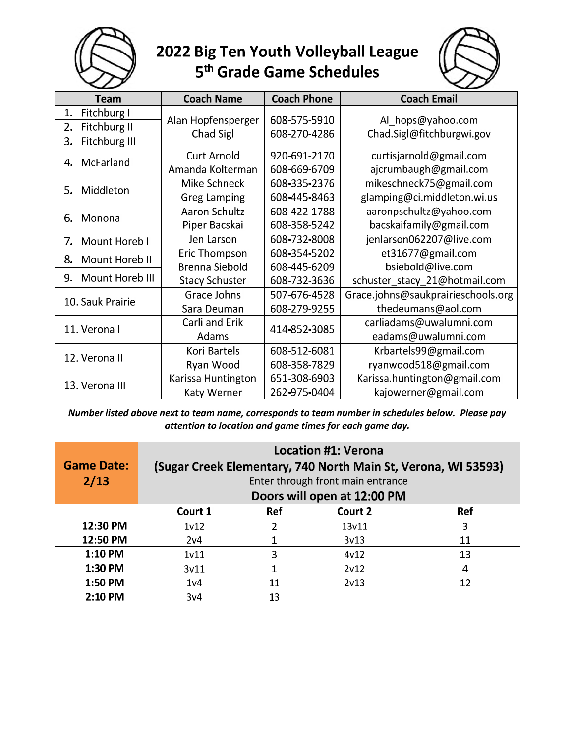# 2022 Big Ten Youth Volleyball League
## 5th Grade Game Schedules

| Team | Coach Name | Coach Phone | Coach Email |
|---|---|---|---|
| 1. Fitchburg I<br>2. Fitchburg II<br>3. Fitchburg III | Alan Hopfensperger<br>Chad Sigl | 608-575-5910<br>608-270-4286 | Al_hops@yahoo.com<br>Chad.Sigl@fitchburgwi.gov |
| 4. McFarland | Curt Arnold<br>Amanda Kolterman | 920-691-2170<br>608-669-6709 | curtisjarnold@gmail.com<br>ajcrumbaugh@gmail.com |
| 5. Middleton | Mike Schneck<br>Greg Lamping | 608-335-2376<br>608-445-8463 | mikeschneck75@gmail.com<br>glamping@ci.middleton.wi.us |
| 6. Monona | Aaron Schultz<br>Piper Bacskai | 608-422-1788<br>608-358-5242 | aaronpschultz@yahoo.com<br>bacskaifamily@gmail.com |
| 7. Mount Horeb I<br>8. Mount Horeb II<br>9. Mount Horeb III | Jen Larson<br>Eric Thompson<br>Brenna Siebold<br>Stacy Schuster | 608-732-8008<br>608-354-5202<br>608-445-6209<br>608-732-3636 | jenlarson062207@live.com<br>et31677@gmail.com<br>bsiebold@live.com<br>schuster_stacy_21@hotmail.com |
| 10. Sauk Prairie | Grace Johns<br>Sara Deuman | 507-676-4528<br>608-279-9255 | Grace.johns@saukprairieschools.org<br>thedeumans@aol.com |
| 11. Verona I | Carli and Erik Adams | 414-852-3085 | carliadams@uwalumni.com<br>eadams@uwalumni.com |
| 12. Verona II | Kori Bartels<br>Ryan Wood | 608-512-6081<br>608-358-7829 | Krbartels99@gmail.com<br>ryanwood518@gmail.com |
| 13. Verona III | Karissa Huntington<br>Katy Werner | 651-308-6903<br>262-975-0404 | Karissa.huntington@gmail.com<br>kajowerner@gmail.com |

***Number listed above next to team name, corresponds to team number in schedules below. Please pay attention to location and game times for each game day.***

**Game Date: 2/13**

**Location #1: Verona**
**(Sugar Creek Elementary, 740 North Main St, Verona, WI 53593)**
Enter through front main entrance
**Doors will open at 12:00 PM**

| | Court 1 | Ref | Court 2 | Ref |
|---|---|---|---|---|
| **12:30 PM** | 1v12 | 2 | 13v11 | 3 |
| **12:50 PM** | 2v4 | 1 | 3v13 | 11 |
| **1:10 PM** | 1v11 | 3 | 4v12 | 13 |
| **1:30 PM** | 3v11 | 1 | 2v12 | 4 |
| **1:50 PM** | 1v4 | 11 | 2v13 | 12 |
| **2:10 PM** | 3v4 | 13 | | |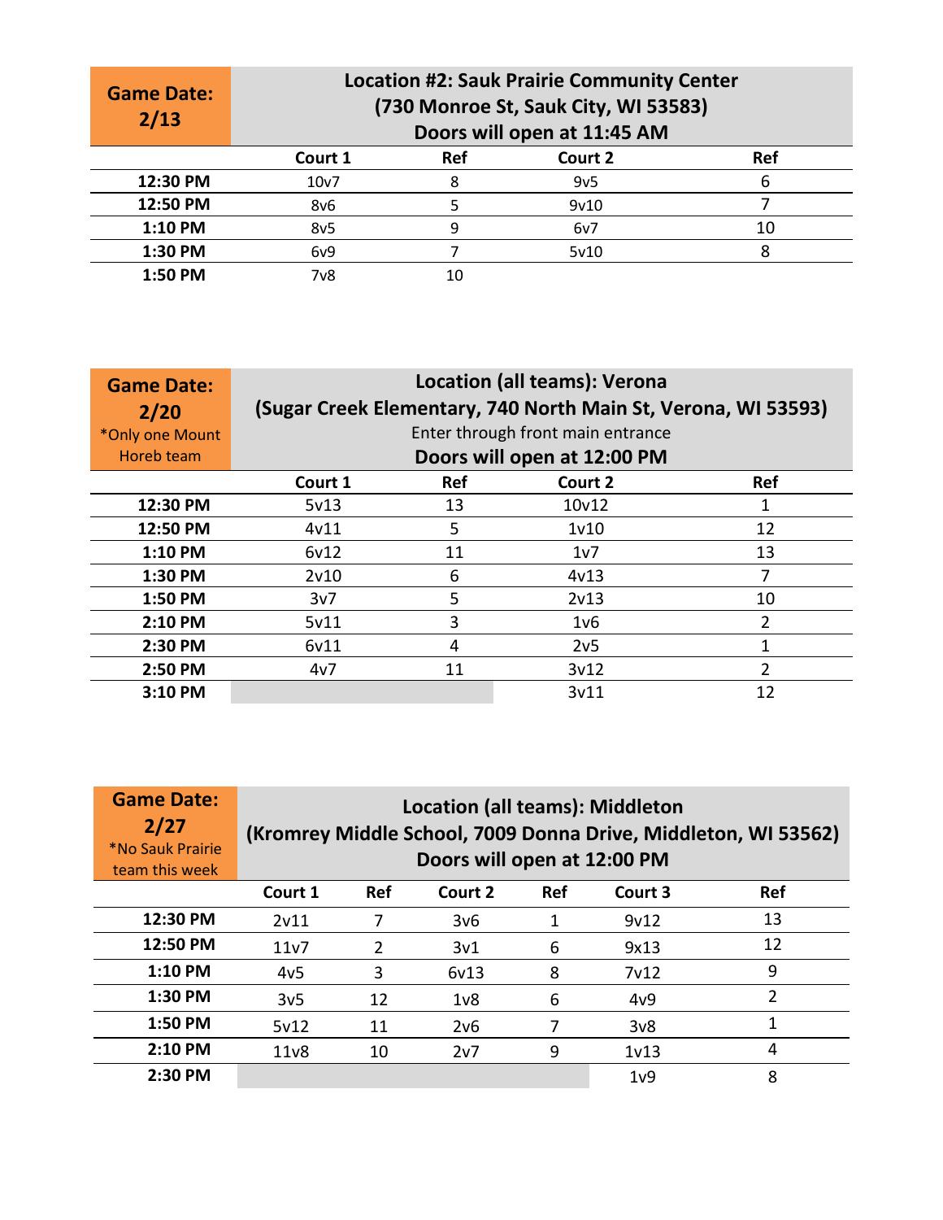| Game Date: 2/13 | Location #2: Sauk Prairie Community Center (730 Monroe St, Sauk City, WI 53583) Doors will open at 11:45 AM | | | |
|---|---|---|---|---|
| | Court 1 | Ref | Court 2 | Ref |
| 12:30 PM | 10v7 | 8 | 9v5 | 6 |
| 12:50 PM | 8v6 | 5 | 9v10 | 7 |
| 1:10 PM | 8v5 | 9 | 6v7 | 10 |
| 1:30 PM | 6v9 | 7 | 5v10 | 8 |
| 1:50 PM | 7v8 | 10 | | |

| Game Date: 2/20 *Only one Mount Horeb team | Location (all teams): Verona (Sugar Creek Elementary, 740 North Main St, Verona, WI 53593) Enter through front main entrance Doors will open at 12:00 PM | | | |
|---|---|---|---|---|
| | Court 1 | Ref | Court 2 | Ref |
| 12:30 PM | 5v13 | 13 | 10v12 | 1 |
| 12:50 PM | 4v11 | 5 | 1v10 | 12 |
| 1:10 PM | 6v12 | 11 | 1v7 | 13 |
| 1:30 PM | 2v10 | 6 | 4v13 | 7 |
| 1:50 PM | 3v7 | 5 | 2v13 | 10 |
| 2:10 PM | 5v11 | 3 | 1v6 | 2 |
| 2:30 PM | 6v11 | 4 | 2v5 | 1 |
| 2:50 PM | 4v7 | 11 | 3v12 | 2 |
| 3:10 PM | | | 3v11 | 12 |

| Game Date: 2/27 *No Sauk Prairie team this week | Location (all teams): Middleton (Kromrey Middle School, 7009 Donna Drive, Middleton, WI 53562) Doors will open at 12:00 PM | | | | | |
|---|---|---|---|---|---|---|
| | Court 1 | Ref | Court 2 | Ref | Court 3 | Ref |
| 12:30 PM | 2v11 | 7 | 3v6 | 1 | 9v12 | 13 |
| 12:50 PM | 11v7 | 2 | 3v1 | 6 | 9x13 | 12 |
| 1:10 PM | 4v5 | 3 | 6v13 | 8 | 7v12 | 9 |
| 1:30 PM | 3v5 | 12 | 1v8 | 6 | 4v9 | 2 |
| 1:50 PM | 5v12 | 11 | 2v6 | 7 | 3v8 | 1 |
| 2:10 PM | 11v8 | 10 | 2v7 | 9 | 1v13 | 4 |
| 2:30 PM | | | | | 1v9 | 8 |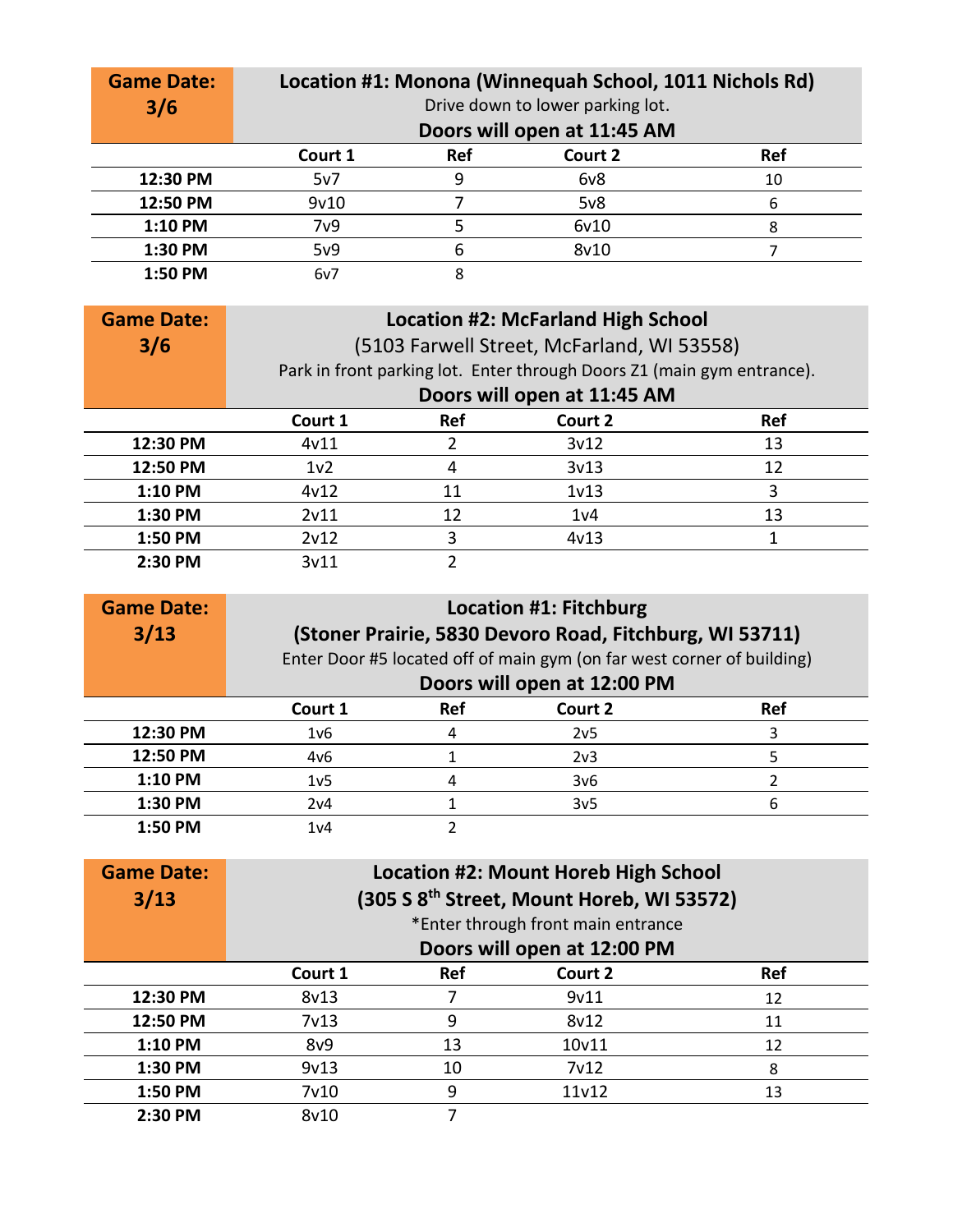## Game Date: 3/6

### Location #1: Monona (Winnequah School, 1011 Nichols Rd)

Drive down to lower parking lot.

**Doors will open at 11:45 AM**

| | Court 1 | Ref | Court 2 | Ref |
|---|---|---|---|---|
| **12:30 PM** | 5v7 | 9 | 6v8 | 10 |
| **12:50 PM** | 9v10 | 7 | 5v8 | 6 |
| **1:10 PM** | 7v9 | 5 | 6v10 | 8 |
| **1:30 PM** | 5v9 | 6 | 8v10 | 7 |
| **1:50 PM** | 6v7 | 8 | | |

## Game Date: 3/6

### Location #2: McFarland High School

(5103 Farwell Street, McFarland, WI 53558)

Park in front parking lot. Enter through Doors Z1 (main gym entrance).

**Doors will open at 11:45 AM**

| | Court 1 | Ref | Court 2 | Ref |
|---|---|---|---|---|
| **12:30 PM** | 4v11 | 2 | 3v12 | 13 |
| **12:50 PM** | 1v2 | 4 | 3v13 | 12 |
| **1:10 PM** | 4v12 | 11 | 1v13 | 3 |
| **1:30 PM** | 2v11 | 12 | 1v4 | 13 |
| **1:50 PM** | 2v12 | 3 | 4v13 | 1 |
| **2:30 PM** | 3v11 | 2 | | |

## Game Date: 3/13

### Location #1: Fitchburg

**(Stoner Prairie, 5830 Devoro Road, Fitchburg, WI 53711)**

Enter Door #5 located off of main gym (on far west corner of building)

**Doors will open at 12:00 PM**

| | Court 1 | Ref | Court 2 | Ref |
|---|---|---|---|---|
| **12:30 PM** | 1v6 | 4 | 2v5 | 3 |
| **12:50 PM** | 4v6 | 1 | 2v3 | 5 |
| **1:10 PM** | 1v5 | 4 | 3v6 | 2 |
| **1:30 PM** | 2v4 | 1 | 3v5 | 6 |
| **1:50 PM** | 1v4 | 2 | | |

## Game Date: 3/13

### Location #2: Mount Horeb High School

**(305 S 8th Street, Mount Horeb, WI 53572)**

*Enter through front main entrance

**Doors will open at 12:00 PM**

| | Court 1 | Ref | Court 2 | Ref |
|---|---|---|---|---|
| **12:30 PM** | 8v13 | 7 | 9v11 | 12 |
| **12:50 PM** | 7v13 | 9 | 8v12 | 11 |
| **1:10 PM** | 8v9 | 13 | 10v11 | 12 |
| **1:30 PM** | 9v13 | 10 | 7v12 | 8 |
| **1:50 PM** | 7v10 | 9 | 11v12 | 13 |
| **2:30 PM** | 8v10 | 7 | | |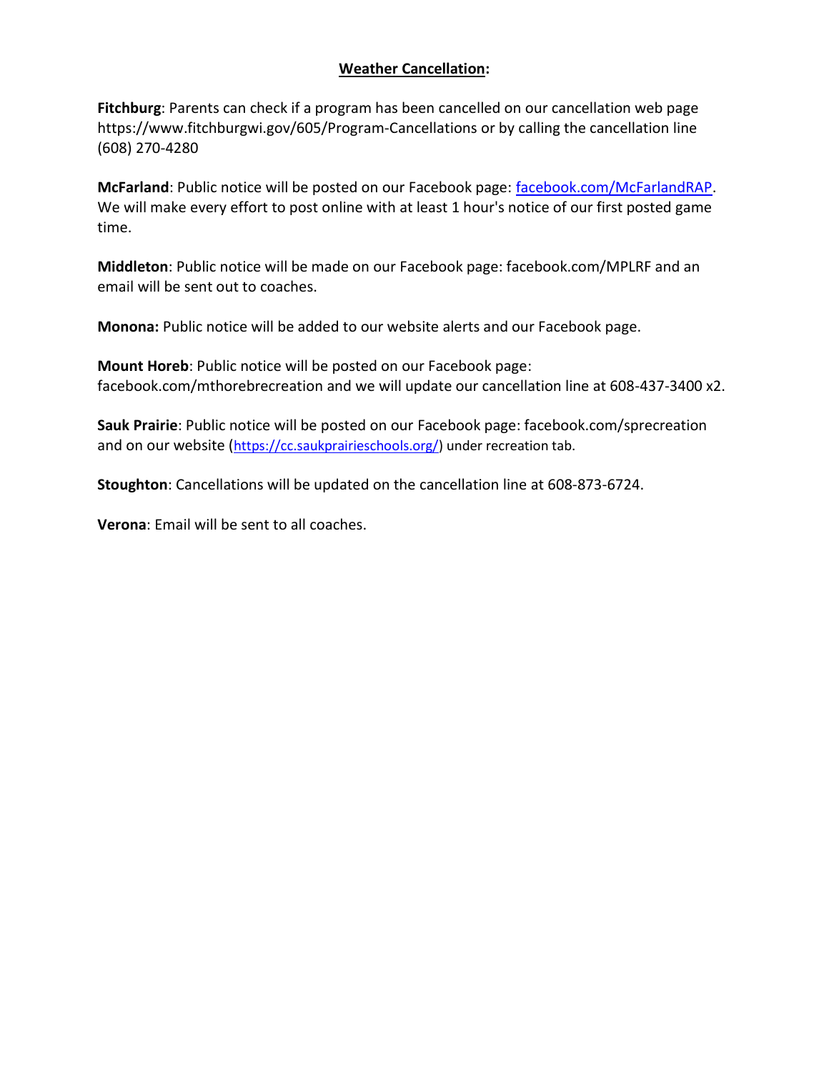## **Weather Cancellation:**

**Fitchburg**: Parents can check if a program has been cancelled on our cancellation web page https://www.fitchburgwi.gov/605/Program-Cancellations or by calling the cancellation line (608) 270-4280

**McFarland**: Public notice will be posted on our Facebook page: facebook.com/McFarlandRAP. We will make every effort to post online with at least 1 hour's notice of our first posted game time.

**Middleton**: Public notice will be made on our Facebook page: facebook.com/MPLRF and an email will be sent out to coaches.

**Monona:** Public notice will be added to our website alerts and our Facebook page.

**Mount Horeb**: Public notice will be posted on our Facebook page: facebook.com/mthorebrecreation and we will update our cancellation line at 608-437-3400 x2.

**Sauk Prairie**: Public notice will be posted on our Facebook page: facebook.com/sprecreation and on our website (https://cc.saukprairieschools.org/) under recreation tab.

**Stoughton**: Cancellations will be updated on the cancellation line at 608-873-6724.

**Verona**: Email will be sent to all coaches.